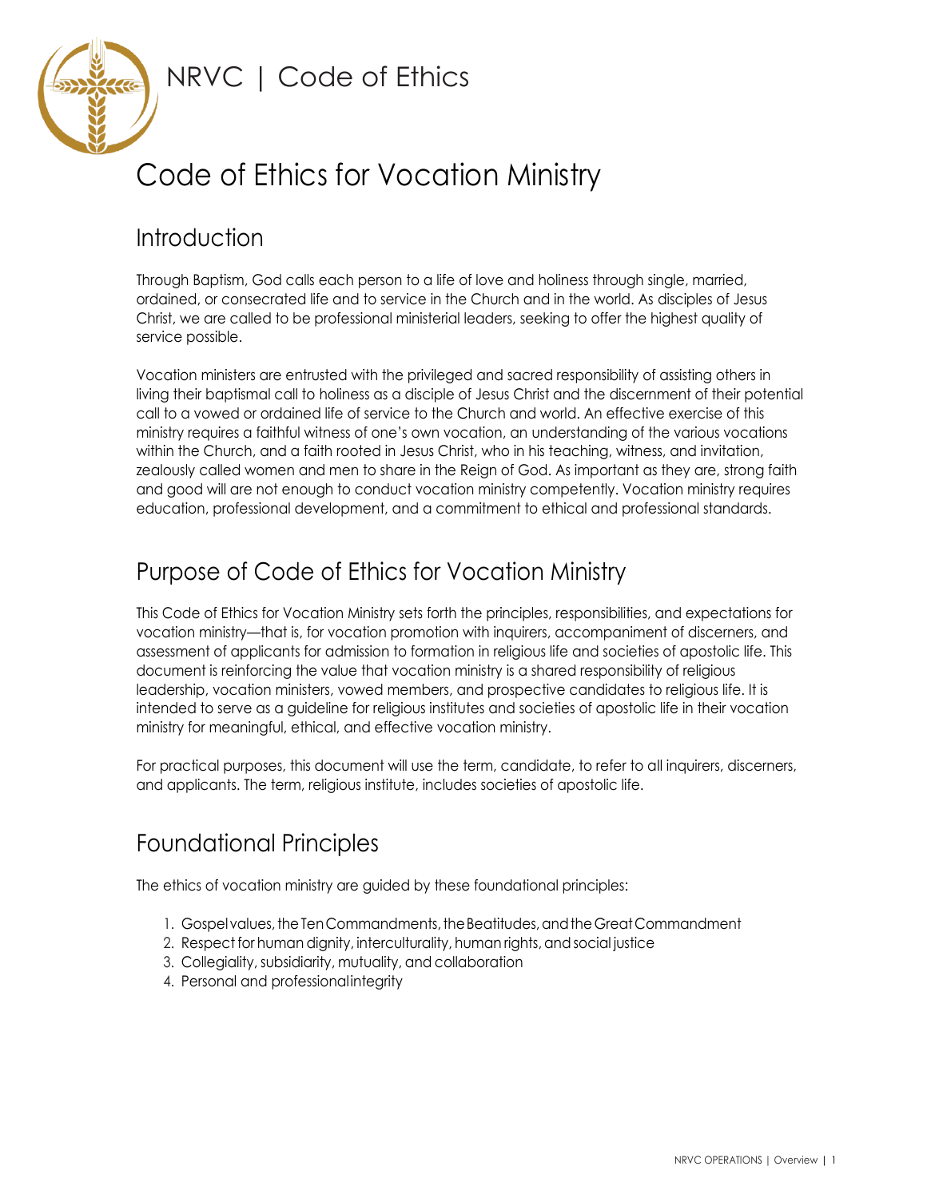NRVC | Code of Ethics

# Code of Ethics for Vocation Ministry

## Introduction

Through Baptism, God calls each person to a life of love and holiness through single, married, ordained, or consecrated life and to service in the Church and in the world. As disciples of Jesus Christ, we are called to be professional ministerial leaders, seeking to offer the highest quality of service possible.

Vocation ministers are entrusted with the privileged and sacred responsibility of assisting others in living their baptismal call to holiness as a disciple of Jesus Christ and the discernment of their potential call to a vowed or ordained life of service to the Church and world. An effective exercise of this ministry requires a faithful witness of one's own vocation, an understanding of the various vocations within the Church, and a faith rooted in Jesus Christ, who in his teaching, witness, and invitation, zealously called women and men to share in the Reign of God. As important as they are, strong faith and good will are not enough to conduct vocation ministry competently. Vocation ministry requires education, professional development, and a commitment to ethical and professional standards.

## Purpose of Code of Ethics for Vocation Ministry

This Code of Ethics for Vocation Ministry sets forth the principles, responsibilities, and expectations for vocation ministry—that is, for vocation promotion with inquirers, accompaniment of discerners, and assessment of applicants for admission to formation in religious life and societies of apostolic life. This document is reinforcing the value that vocation ministry is a shared responsibility of religious leadership, vocation ministers, vowed members, and prospective candidates to religious life. It is intended to serve as a guideline for religious institutes and societies of apostolic life in their vocation ministry for meaningful, ethical, and effective vocation ministry.

For practical purposes, this document will use the term, candidate, to refer to all inquirers, discerners, and applicants. The term, religious institute, includes societies of apostolic life.

## Foundational Principles

The ethics of vocation ministry are guided by these foundational principles:

1. Gospel values, the Ten Commandments, the Beatitudes, and the Great Commandment
2. Respect for human dignity, interculturality, human rights, and social justice
3. Collegiality, subsidiarity, mutuality, and collaboration
4. Personal and professional integrity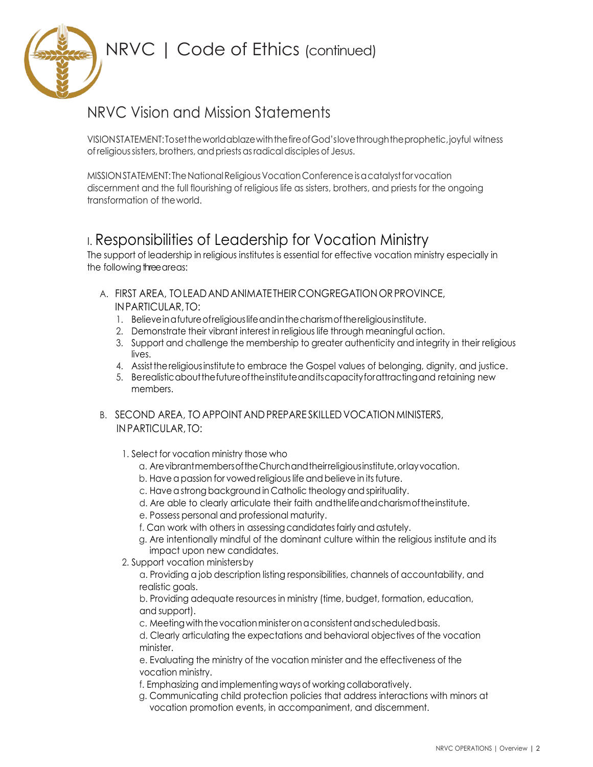# NRVC | Code of Ethics (continued)

## NRVC Vision and Mission Statements

VISION STATEMENT: To set the world ablaze with the fire of God's love through the prophetic, joyful witness of religious sisters, brothers, and priests as radical disciples of Jesus.

MISSION STATEMENT: The National Religious Vocation Conference is a catalyst for vocation discernment and the full flourishing of religious life as sisters, brothers, and priests for the ongoing transformation of the world.

## I. Responsibilities of Leadership for Vocation Ministry

The support of leadership in religious institutes is essential for effective vocation ministry especially in the following three areas:

A. FIRST AREA, TO LEAD AND ANIMATE THEIR CONGREGATION OR PROVINCE, IN PARTICULAR, TO:

1. Believe in a future of religious life and in the charism of the religious institute.
2. Demonstrate their vibrant interest in religious life through meaningful action.
3. Support and challenge the membership to greater authenticity and integrity in their religious lives.
4. Assist the religious institute to embrace the Gospel values of belonging, dignity, and justice.
5. Be realistic about the future of the institute and its capacity for attracting and retaining new members.

B. SECOND AREA, TO APPOINT AND PREPARE SKILLED VOCATION MINISTERS, IN PARTICULAR, TO:

1. Select for vocation ministry those who
   a. Are vibrant members of the Church and their religious institute, or lay vocation.
   b. Have a passion for vowed religious life and believe in its future.
   c. Have a strong background in Catholic theology and spirituality.
   d. Are able to clearly articulate their faith and the life and charism of the institute.
   e. Possess personal and professional maturity.
   f. Can work with others in assessing candidates fairly and astutely.
   g. Are intentionally mindful of the dominant culture within the religious institute and its impact upon new candidates.
2. Support vocation ministers by
   a. Providing a job description listing responsibilities, channels of accountability, and realistic goals.
   b. Providing adequate resources in ministry (time, budget, formation, education, and support).
   c. Meeting with the vocation minister on a consistent and scheduled basis.
   d. Clearly articulating the expectations and behavioral objectives of the vocation minister.
   e. Evaluating the ministry of the vocation minister and the effectiveness of the vocation ministry.
   f. Emphasizing and implementing ways of working collaboratively.
   g. Communicating child protection policies that address interactions with minors at vocation promotion events, in accompaniment, and discernment.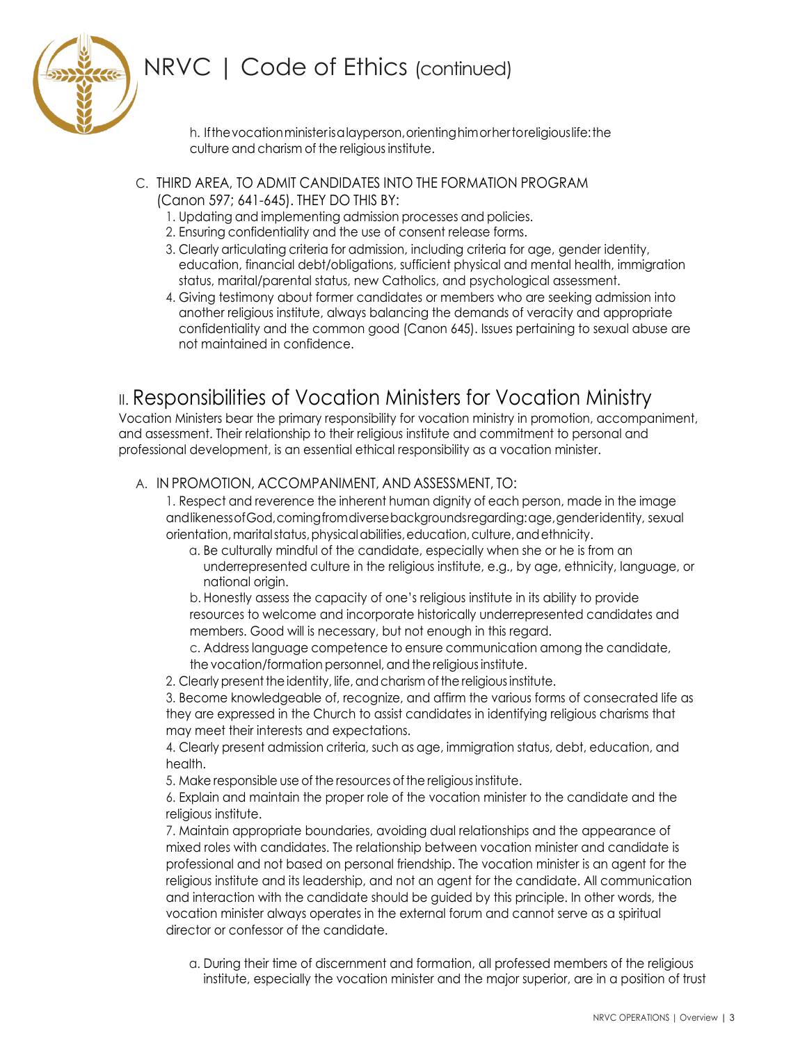# NRVC | Code of Ethics (continued)

h. If the vocation minister is a layperson, orienting him or her to religious life: the culture and charism of the religious institute.

C. THIRD AREA, TO ADMIT CANDIDATES INTO THE FORMATION PROGRAM (Canon 597; 641-645). THEY DO THIS BY:

1. Updating and implementing admission processes and policies.
2. Ensuring confidentiality and the use of consent release forms.
3. Clearly articulating criteria for admission, including criteria for age, gender identity, education, financial debt/obligations, sufficient physical and mental health, immigration status, marital/parental status, new Catholics, and psychological assessment.
4. Giving testimony about former candidates or members who are seeking admission into another religious institute, always balancing the demands of veracity and appropriate confidentiality and the common good (Canon 645). Issues pertaining to sexual abuse are not maintained in confidence.

## II. Responsibilities of Vocation Ministers for Vocation Ministry

Vocation Ministers bear the primary responsibility for vocation ministry in promotion, accompaniment, and assessment. Their relationship to their religious institute and commitment to personal and professional development, is an essential ethical responsibility as a vocation minister.

A. IN PROMOTION, ACCOMPANIMENT, AND ASSESSMENT, TO:

1. Respect and reverence the inherent human dignity of each person, made in the image and likeness of God, coming from diverse backgrounds regarding: age, gender identity, sexual orientation, marital status, physical abilities, education, culture, and ethnicity.
   a. Be culturally mindful of the candidate, especially when she or he is from an underrepresented culture in the religious institute, e.g., by age, ethnicity, language, or national origin.
   b. Honestly assess the capacity of one's religious institute in its ability to provide resources to welcome and incorporate historically underrepresented candidates and members. Good will is necessary, but not enough in this regard.
   c. Address language competence to ensure communication among the candidate, the vocation/formation personnel, and the religious institute.
2. Clearly present the identity, life, and charism of the religious institute.
3. Become knowledgeable of, recognize, and affirm the various forms of consecrated life as they are expressed in the Church to assist candidates in identifying religious charisms that may meet their interests and expectations.
4. Clearly present admission criteria, such as age, immigration status, debt, education, and health.
5. Make responsible use of the resources of the religious institute.
6. Explain and maintain the proper role of the vocation minister to the candidate and the religious institute.
7. Maintain appropriate boundaries, avoiding dual relationships and the appearance of mixed roles with candidates. The relationship between vocation minister and candidate is professional and not based on personal friendship. The vocation minister is an agent for the religious institute and its leadership, and not an agent for the candidate. All communication and interaction with the candidate should be guided by this principle. In other words, the vocation minister always operates in the external forum and cannot serve as a spiritual director or confessor of the candidate.
   a. During their time of discernment and formation, all professed members of the religious institute, especially the vocation minister and the major superior, are in a position of trust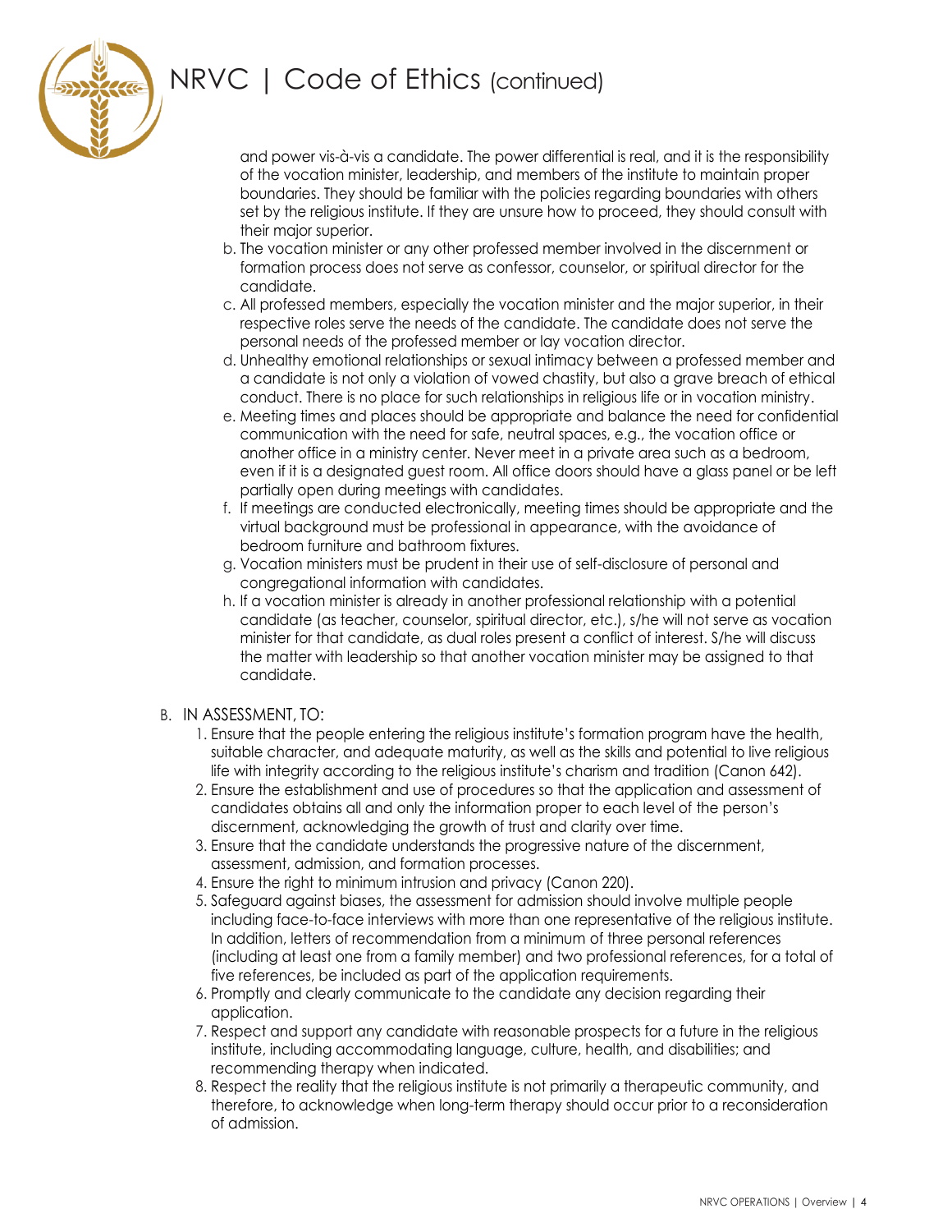# NRVC | Code of Ethics (continued)

and power vis-à-vis a candidate. The power differential is real, and it is the responsibility of the vocation minister, leadership, and members of the institute to maintain proper boundaries. They should be familiar with the policies regarding boundaries with others set by the religious institute. If they are unsure how to proceed, they should consult with their major superior.

b. The vocation minister or any other professed member involved in the discernment or formation process does not serve as confessor, counselor, or spiritual director for the candidate.

c. All professed members, especially the vocation minister and the major superior, in their respective roles serve the needs of the candidate. The candidate does not serve the personal needs of the professed member or lay vocation director.

d. Unhealthy emotional relationships or sexual intimacy between a professed member and a candidate is not only a violation of vowed chastity, but also a grave breach of ethical conduct. There is no place for such relationships in religious life or in vocation ministry.

e. Meeting times and places should be appropriate and balance the need for confidential communication with the need for safe, neutral spaces, e.g., the vocation office or another office in a ministry center. Never meet in a private area such as a bedroom, even if it is a designated guest room. All office doors should have a glass panel or be left partially open during meetings with candidates.

f. If meetings are conducted electronically, meeting times should be appropriate and the virtual background must be professional in appearance, with the avoidance of bedroom furniture and bathroom fixtures.

g. Vocation ministers must be prudent in their use of self-disclosure of personal and congregational information with candidates.

h. If a vocation minister is already in another professional relationship with a potential candidate (as teacher, counselor, spiritual director, etc.), s/he will not serve as vocation minister for that candidate, as dual roles present a conflict of interest. S/he will discuss the matter with leadership so that another vocation minister may be assigned to that candidate.

B. IN ASSESSMENT, TO:

1. Ensure that the people entering the religious institute's formation program have the health, suitable character, and adequate maturity, as well as the skills and potential to live religious life with integrity according to the religious institute's charism and tradition (Canon 642).
2. Ensure the establishment and use of procedures so that the application and assessment of candidates obtains all and only the information proper to each level of the person's discernment, acknowledging the growth of trust and clarity over time.
3. Ensure that the candidate understands the progressive nature of the discernment, assessment, admission, and formation processes.
4. Ensure the right to minimum intrusion and privacy (Canon 220).
5. Safeguard against biases, the assessment for admission should involve multiple people including face-to-face interviews with more than one representative of the religious institute. In addition, letters of recommendation from a minimum of three personal references (including at least one from a family member) and two professional references, for a total of five references, be included as part of the application requirements.
6. Promptly and clearly communicate to the candidate any decision regarding their application.
7. Respect and support any candidate with reasonable prospects for a future in the religious institute, including accommodating language, culture, health, and disabilities; and recommending therapy when indicated.
8. Respect the reality that the religious institute is not primarily a therapeutic community, and therefore, to acknowledge when long-term therapy should occur prior to a reconsideration of admission.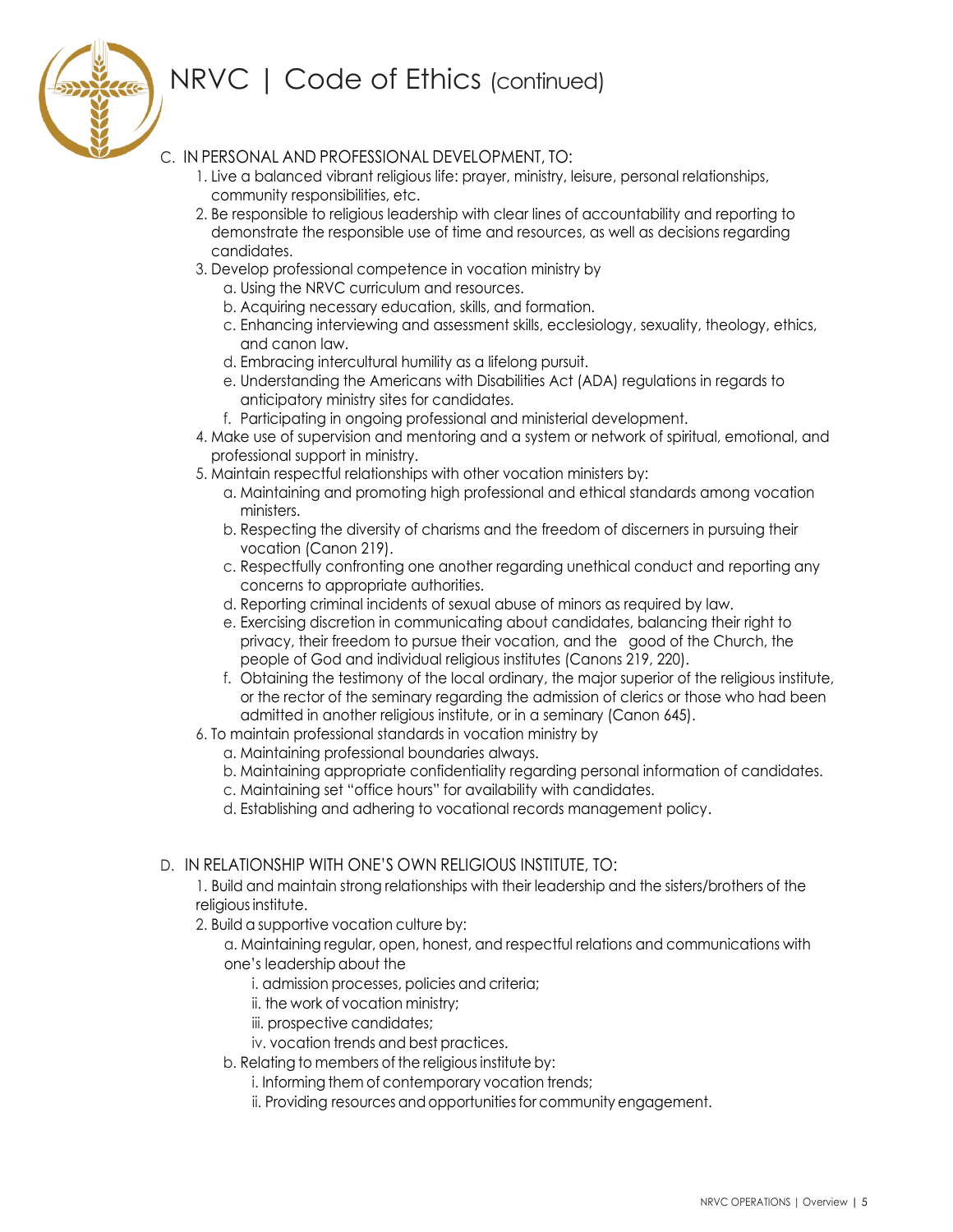# NRVC | Code of Ethics (continued)

C. IN PERSONAL AND PROFESSIONAL DEVELOPMENT, TO:

1. Live a balanced vibrant religious life: prayer, ministry, leisure, personal relationships, community responsibilities, etc.
2. Be responsible to religious leadership with clear lines of accountability and reporting to demonstrate the responsible use of time and resources, as well as decisions regarding candidates.
3. Develop professional competence in vocation ministry by
   a. Using the NRVC curriculum and resources.
   b. Acquiring necessary education, skills, and formation.
   c. Enhancing interviewing and assessment skills, ecclesiology, sexuality, theology, ethics, and canon law.
   d. Embracing intercultural humility as a lifelong pursuit.
   e. Understanding the Americans with Disabilities Act (ADA) regulations in regards to anticipatory ministry sites for candidates.
   f. Participating in ongoing professional and ministerial development.
4. Make use of supervision and mentoring and a system or network of spiritual, emotional, and professional support in ministry.
5. Maintain respectful relationships with other vocation ministers by:
   a. Maintaining and promoting high professional and ethical standards among vocation ministers.
   b. Respecting the diversity of charisms and the freedom of discerners in pursuing their vocation (Canon 219).
   c. Respectfully confronting one another regarding unethical conduct and reporting any concerns to appropriate authorities.
   d. Reporting criminal incidents of sexual abuse of minors as required by law.
   e. Exercising discretion in communicating about candidates, balancing their right to privacy, their freedom to pursue their vocation, and the good of the Church, the people of God and individual religious institutes (Canons 219, 220).
   f. Obtaining the testimony of the local ordinary, the major superior of the religious institute, or the rector of the seminary regarding the admission of clerics or those who had been admitted in another religious institute, or in a seminary (Canon 645).
6. To maintain professional standards in vocation ministry by
   a. Maintaining professional boundaries always.
   b. Maintaining appropriate confidentiality regarding personal information of candidates.
   c. Maintaining set "office hours" for availability with candidates.
   d. Establishing and adhering to vocational records management policy.

D. IN RELATIONSHIP WITH ONE'S OWN RELIGIOUS INSTITUTE, TO:

1. Build and maintain strong relationships with their leadership and the sisters/brothers of the religious institute.
2. Build a supportive vocation culture by:
   a. Maintaining regular, open, honest, and respectful relations and communications with one's leadership about the
      i. admission processes, policies and criteria;
      ii. the work of vocation ministry;
      iii. prospective candidates;
      iv. vocation trends and best practices.
   b. Relating to members of the religious institute by:
      i. Informing them of contemporary vocation trends;
      ii. Providing resources and opportunities for community engagement.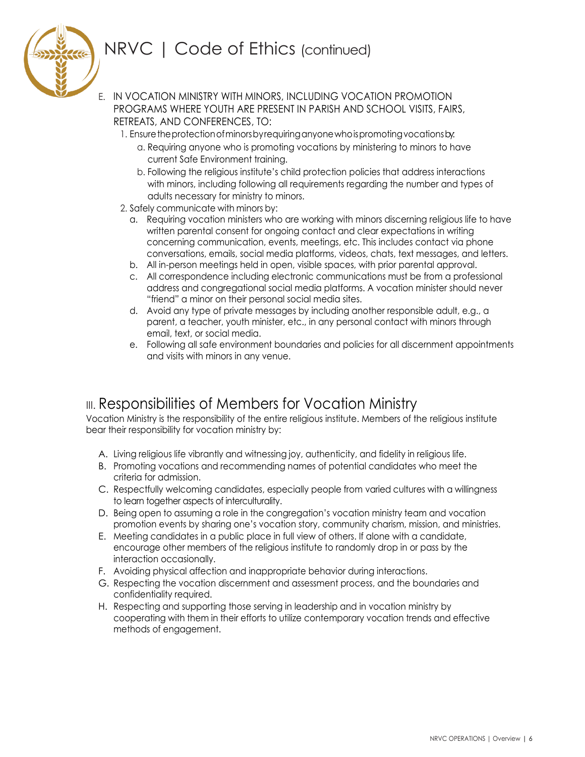# NRVC | Code of Ethics (continued)

E. IN VOCATION MINISTRY WITH MINORS, INCLUDING VOCATION PROMOTION PROGRAMS WHERE YOUTH ARE PRESENT IN PARISH AND SCHOOL VISITS, FAIRS, RETREATS, AND CONFERENCES, TO:

1. Ensure the protection of minors by requiring anyone who is promoting vocations by:
   a. Requiring anyone who is promoting vocations by ministering to minors to have current Safe Environment training.
   b. Following the religious institute's child protection policies that address interactions with minors, including following all requirements regarding the number and types of adults necessary for ministry to minors.
2. Safely communicate with minors by:
   a. Requiring vocation ministers who are working with minors discerning religious life to have written parental consent for ongoing contact and clear expectations in writing concerning communication, events, meetings, etc. This includes contact via phone conversations, emails, social media platforms, videos, chats, text messages, and letters.
   b. All in-person meetings held in open, visible spaces, with prior parental approval.
   c. All correspondence including electronic communications must be from a professional address and congregational social media platforms. A vocation minister should never "friend" a minor on their personal social media sites.
   d. Avoid any type of private messages by including another responsible adult, e.g., a parent, a teacher, youth minister, etc., in any personal contact with minors through email, text, or social media.
   e. Following all safe environment boundaries and policies for all discernment appointments and visits with minors in any venue.

## III. Responsibilities of Members for Vocation Ministry

Vocation Ministry is the responsibility of the entire religious institute. Members of the religious institute bear their responsibility for vocation ministry by:

A. Living religious life vibrantly and witnessing joy, authenticity, and fidelity in religious life.
B. Promoting vocations and recommending names of potential candidates who meet the criteria for admission.
C. Respectfully welcoming candidates, especially people from varied cultures with a willingness to learn together aspects of interculturality.
D. Being open to assuming a role in the congregation's vocation ministry team and vocation promotion events by sharing one's vocation story, community charism, mission, and ministries.
E. Meeting candidates in a public place in full view of others. If alone with a candidate, encourage other members of the religious institute to randomly drop in or pass by the interaction occasionally.
F. Avoiding physical affection and inappropriate behavior during interactions.
G. Respecting the vocation discernment and assessment process, and the boundaries and confidentiality required.
H. Respecting and supporting those serving in leadership and in vocation ministry by cooperating with them in their efforts to utilize contemporary vocation trends and effective methods of engagement.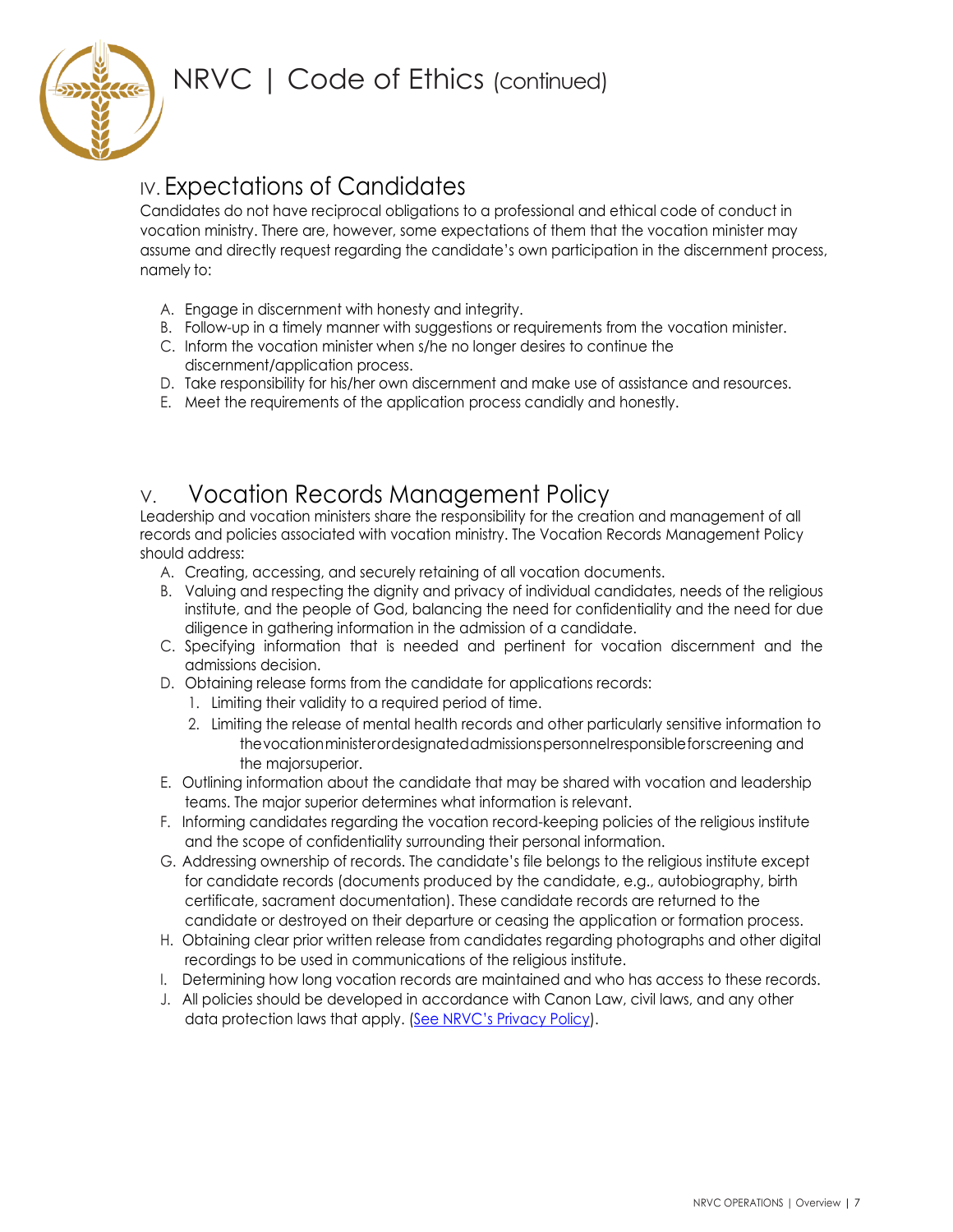# NRVC | Code of Ethics (continued)

## IV. Expectations of Candidates

Candidates do not have reciprocal obligations to a professional and ethical code of conduct in vocation ministry. There are, however, some expectations of them that the vocation minister may assume and directly request regarding the candidate's own participation in the discernment process, namely to:

A. Engage in discernment with honesty and integrity.
B. Follow-up in a timely manner with suggestions or requirements from the vocation minister.
C. Inform the vocation minister when s/he no longer desires to continue the discernment/application process.
D. Take responsibility for his/her own discernment and make use of assistance and resources.
E. Meet the requirements of the application process candidly and honestly.

## V. Vocation Records Management Policy

Leadership and vocation ministers share the responsibility for the creation and management of all records and policies associated with vocation ministry. The Vocation Records Management Policy should address:

A. Creating, accessing, and securely retaining of all vocation documents.
B. Valuing and respecting the dignity and privacy of individual candidates, needs of the religious institute, and the people of God, balancing the need for confidentiality and the need for due diligence in gathering information in the admission of a candidate.
C. Specifying information that is needed and pertinent for vocation discernment and the admissions decision.
D. Obtaining release forms from the candidate for applications records:
   1. Limiting their validity to a required period of time.
   2. Limiting the release of mental health records and other particularly sensitive information to the vocation minister or designated admissions personnel responsible for screening and the major superior.
E. Outlining information about the candidate that may be shared with vocation and leadership teams. The major superior determines what information is relevant.
F. Informing candidates regarding the vocation record-keeping policies of the religious institute and the scope of confidentiality surrounding their personal information.
G. Addressing ownership of records. The candidate's file belongs to the religious institute except for candidate records (documents produced by the candidate, e.g., autobiography, birth certificate, sacrament documentation). These candidate records are returned to the candidate or destroyed on their departure or ceasing the application or formation process.
H. Obtaining clear prior written release from candidates regarding photographs and other digital recordings to be used in communications of the religious institute.
I. Determining how long vocation records are maintained and who has access to these records.
J. All policies should be developed in accordance with Canon Law, civil laws, and any other data protection laws that apply. (See NRVC's Privacy Policy).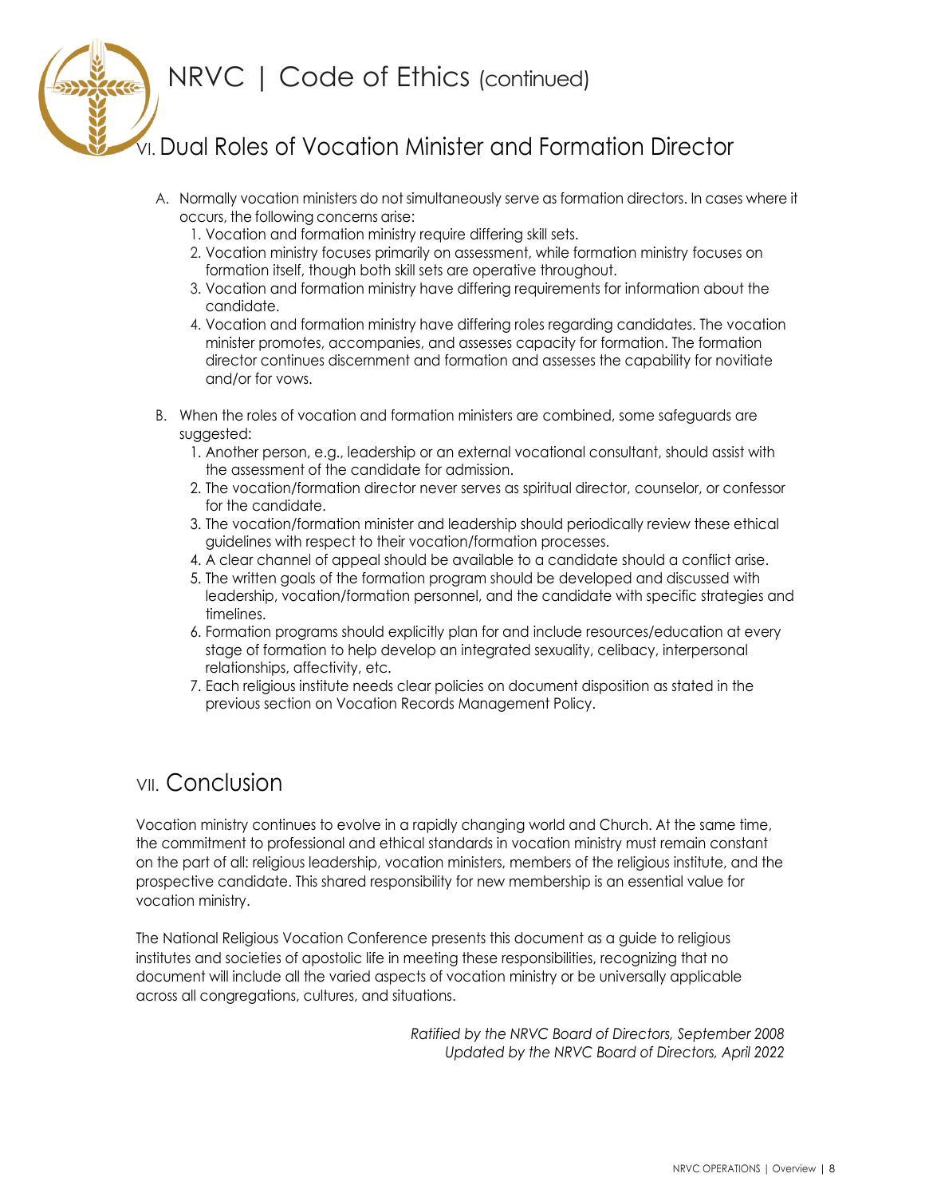# NRVC | Code of Ethics (continued)

## VI. Dual Roles of Vocation Minister and Formation Director

A. Normally vocation ministers do not simultaneously serve as formation directors. In cases where it occurs, the following concerns arise:
   1. Vocation and formation ministry require differing skill sets.
   2. Vocation ministry focuses primarily on assessment, while formation ministry focuses on formation itself, though both skill sets are operative throughout.
   3. Vocation and formation ministry have differing requirements for information about the candidate.
   4. Vocation and formation ministry have differing roles regarding candidates. The vocation minister promotes, accompanies, and assesses capacity for formation. The formation director continues discernment and formation and assesses the capability for novitiate and/or for vows.

B. When the roles of vocation and formation ministers are combined, some safeguards are suggested:
   1. Another person, e.g., leadership or an external vocational consultant, should assist with the assessment of the candidate for admission.
   2. The vocation/formation director never serves as spiritual director, counselor, or confessor for the candidate.
   3. The vocation/formation minister and leadership should periodically review these ethical guidelines with respect to their vocation/formation processes.
   4. A clear channel of appeal should be available to a candidate should a conflict arise.
   5. The written goals of the formation program should be developed and discussed with leadership, vocation/formation personnel, and the candidate with specific strategies and timelines.
   6. Formation programs should explicitly plan for and include resources/education at every stage of formation to help develop an integrated sexuality, celibacy, interpersonal relationships, affectivity, etc.
   7. Each religious institute needs clear policies on document disposition as stated in the previous section on Vocation Records Management Policy.

## VII. Conclusion

Vocation ministry continues to evolve in a rapidly changing world and Church. At the same time, the commitment to professional and ethical standards in vocation ministry must remain constant on the part of all: religious leadership, vocation ministers, members of the religious institute, and the prospective candidate. This shared responsibility for new membership is an essential value for vocation ministry.

The National Religious Vocation Conference presents this document as a guide to religious institutes and societies of apostolic life in meeting these responsibilities, recognizing that no document will include all the varied aspects of vocation ministry or be universally applicable across all congregations, cultures, and situations.

*Ratified by the NRVC Board of Directors, September 2008*
*Updated by the NRVC Board of Directors, April 2022*